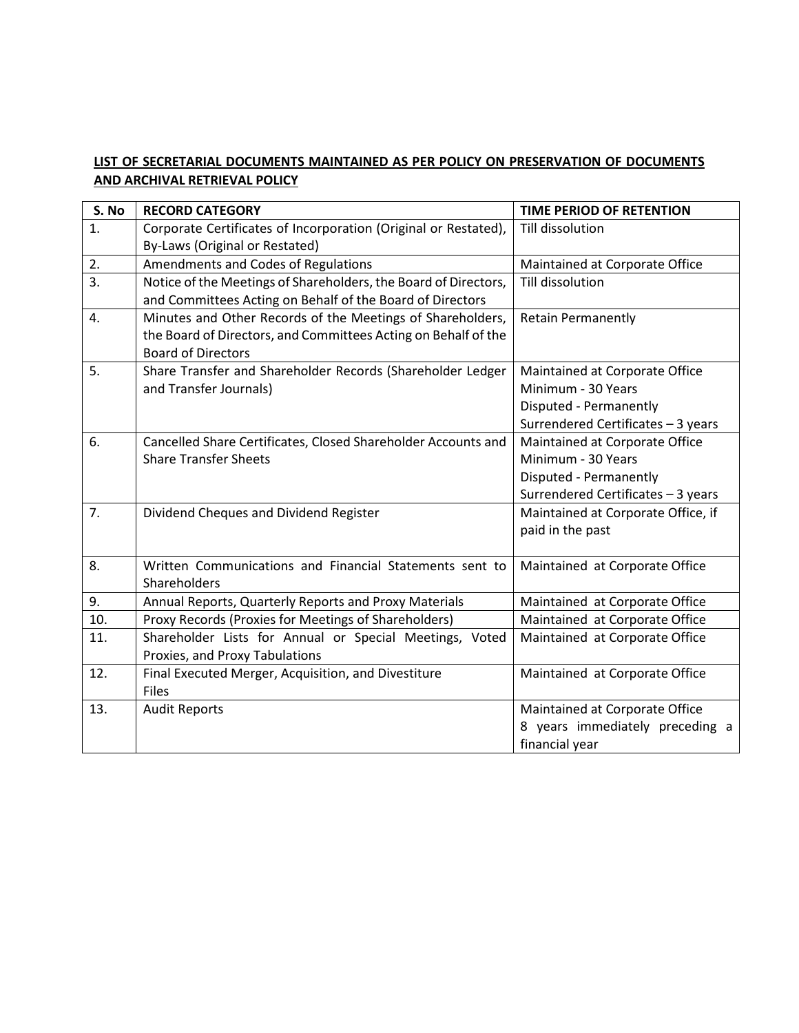**LIST OF SECRETARIAL DOCUMENTS MAINTAINED AS PER POLICY ON PRESERVATION OF DOCUMENTS AND ARCHIVAL RETRIEVAL POLICY**

| S. No | RECORD CATEGORY | TIME PERIOD OF RETENTION |
|---|---|---|
| 1. | Corporate Certificates of Incorporation (Original or Restated), By-Laws (Original or Restated) | Till dissolution |
| 2. | Amendments and Codes of Regulations | Maintained at Corporate Office |
| 3. | Notice of the Meetings of Shareholders, the Board of Directors, and Committees Acting on Behalf of the Board of Directors | Till dissolution |
| 4. | Minutes and Other Records of the Meetings of Shareholders, the Board of Directors, and Committees Acting on Behalf of the Board of Directors | Retain Permanently |
| 5. | Share Transfer and Shareholder Records (Shareholder Ledger and Transfer Journals) | Maintained at Corporate Office<br>Minimum - 30 Years<br>Disputed - Permanently<br>Surrendered Certificates – 3 years |
| 6. | Cancelled Share Certificates, Closed Shareholder Accounts and Share Transfer Sheets | Maintained at Corporate Office<br>Minimum - 30 Years<br>Disputed - Permanently<br>Surrendered Certificates – 3 years |
| 7. | Dividend Cheques and Dividend Register | Maintained at Corporate Office, if paid in the past |
| 8. | Written Communications and Financial Statements sent to Shareholders | Maintained at Corporate Office |
| 9. | Annual Reports, Quarterly Reports and Proxy Materials | Maintained at Corporate Office |
| 10. | Proxy Records (Proxies for Meetings of Shareholders) | Maintained at Corporate Office |
| 11. | Shareholder Lists for Annual or Special Meetings, Voted Proxies, and Proxy Tabulations | Maintained at Corporate Office |
| 12. | Final Executed Merger, Acquisition, and Divestiture Files | Maintained at Corporate Office |
| 13. | Audit Reports | Maintained at Corporate Office<br>8 years immediately preceding a financial year |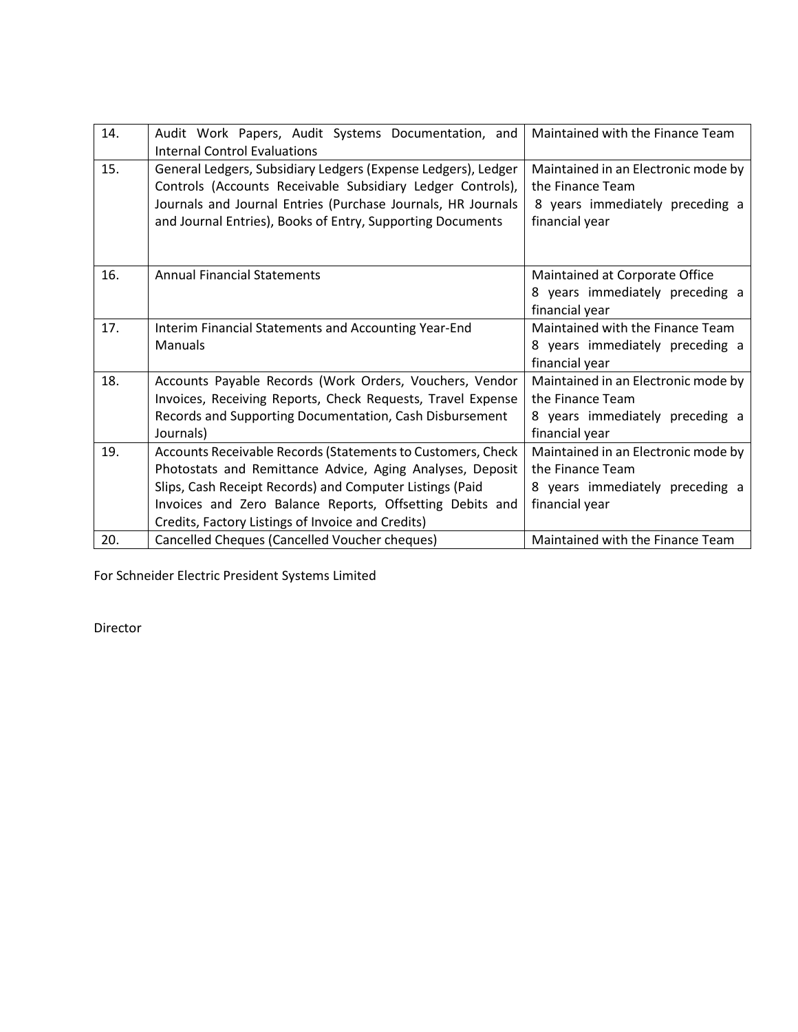| | | |
|---|---|---|
| 14. | Audit Work Papers, Audit Systems Documentation, and Internal Control Evaluations | Maintained with the Finance Team |
| 15. | General Ledgers, Subsidiary Ledgers (Expense Ledgers), Ledger Controls (Accounts Receivable Subsidiary Ledger Controls), Journals and Journal Entries (Purchase Journals, HR Journals and Journal Entries), Books of Entry, Supporting Documents | Maintained in an Electronic mode by the Finance Team 8 years immediately preceding a financial year |
| 16. | Annual Financial Statements | Maintained at Corporate Office 8 years immediately preceding a financial year |
| 17. | Interim Financial Statements and Accounting Year-End Manuals | Maintained with the Finance Team 8 years immediately preceding a financial year |
| 18. | Accounts Payable Records (Work Orders, Vouchers, Vendor Invoices, Receiving Reports, Check Requests, Travel Expense Records and Supporting Documentation, Cash Disbursement Journals) | Maintained in an Electronic mode by the Finance Team 8 years immediately preceding a financial year |
| 19. | Accounts Receivable Records (Statements to Customers, Check Photostats and Remittance Advice, Aging Analyses, Deposit Slips, Cash Receipt Records) and Computer Listings (Paid Invoices and Zero Balance Reports, Offsetting Debits and Credits, Factory Listings of Invoice and Credits) | Maintained in an Electronic mode by the Finance Team 8 years immediately preceding a financial year |
| 20. | Cancelled Cheques (Cancelled Voucher cheques) | Maintained with the Finance Team |

For Schneider Electric President Systems Limited

Director